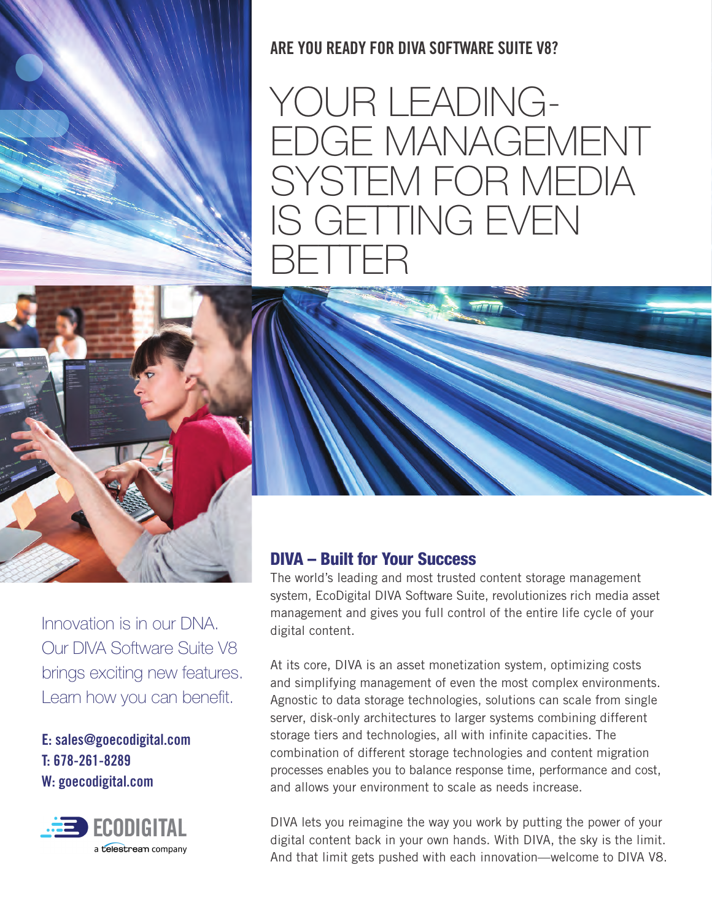## ARE YOU READY FOR DIVA SOFTWARE SUITE V8?

# YOUR LEADING-EDGE MANAGEMENT SYSTEM FOR MEDIA IS GETTING EVEN BETTER

Innovation is in our DNA. Our DIVA Software Suite V8 brings exciting new features. Learn how you can benefit.

**E: sales@goecodigital.com**
**T: 678-261-8289**
**W: goecodigital.com**

ECODIGITAL
a telestream company

## DIVA – Built for Your Success

The world's leading and most trusted content storage management system, EcoDigital DIVA Software Suite, revolutionizes rich media asset management and gives you full control of the entire life cycle of your digital content.

At its core, DIVA is an asset monetization system, optimizing costs and simplifying management of even the most complex environments. Agnostic to data storage technologies, solutions can scale from single server, disk-only architectures to larger systems combining different storage tiers and technologies, all with infinite capacities. The combination of different storage technologies and content migration processes enables you to balance response time, performance and cost, and allows your environment to scale as needs increase.

DIVA lets you reimagine the way you work by putting the power of your digital content back in your own hands. With DIVA, the sky is the limit. And that limit gets pushed with each innovation—welcome to DIVA V8.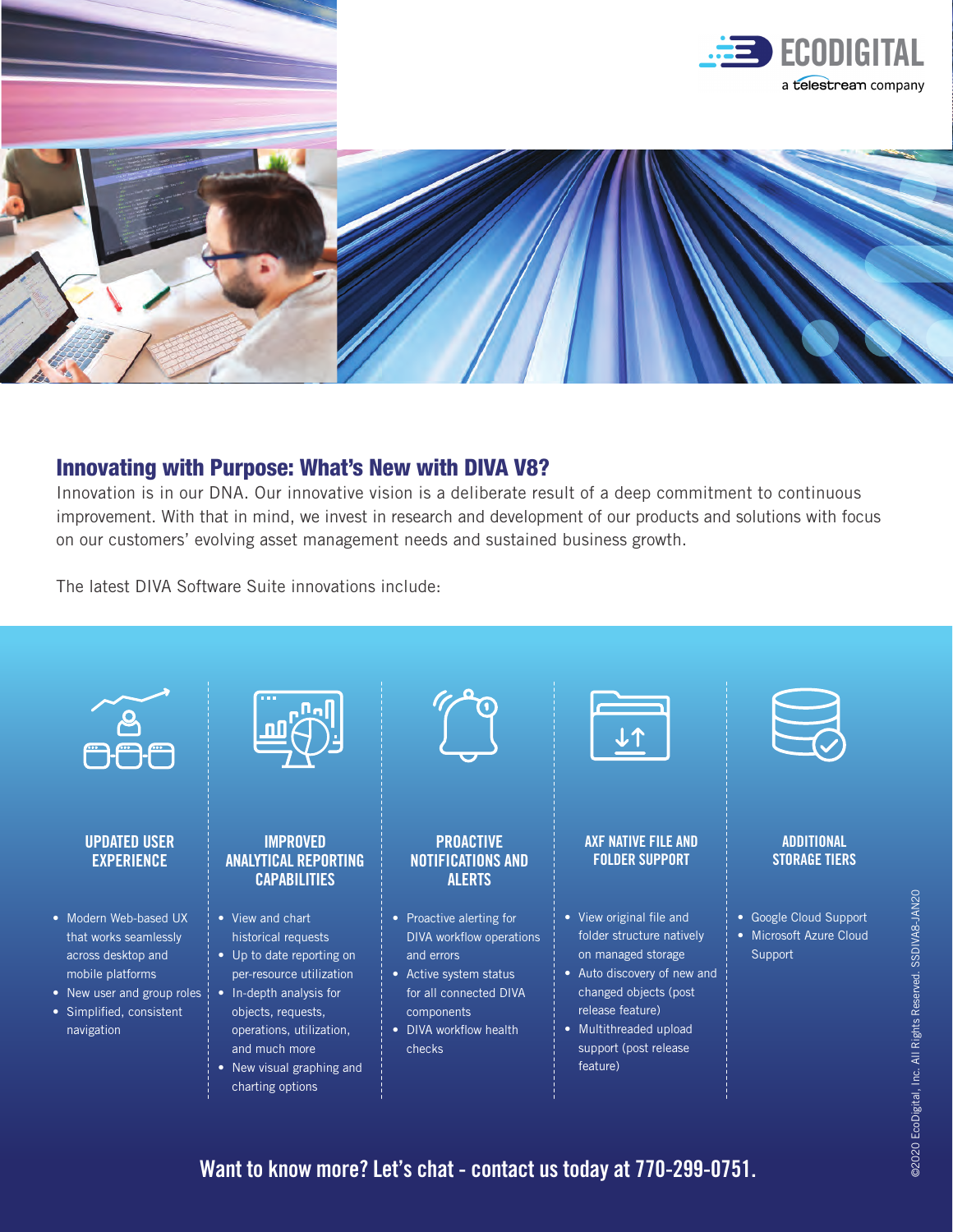ECODIGITAL

a telestream company

## Innovating with Purpose: What's New with DIVA V8?

Innovation is in our DNA. Our innovative vision is a deliberate result of a deep commitment to continuous improvement. With that in mind, we invest in research and development of our products and solutions with focus on our customers' evolving asset management needs and sustained business growth.

The latest DIVA Software Suite innovations include:

### UPDATED USER EXPERIENCE

- Modern Web-based UX that works seamlessly across desktop and mobile platforms
- New user and group roles
- Simplified, consistent navigation

### IMPROVED ANALYTICAL REPORTING CAPABILITIES

- View and chart historical requests
- Up to date reporting on per-resource utilization
- In-depth analysis for objects, requests, operations, utilization, and much more
- New visual graphing and charting options

### PROACTIVE NOTIFICATIONS AND ALERTS

- Proactive alerting for DIVA workflow operations and errors
- Active system status for all connected DIVA components
- DIVA workflow health checks

### AXF NATIVE FILE AND FOLDER SUPPORT

- View original file and folder structure natively on managed storage
- Auto discovery of new and changed objects (post release feature)
- Multithreaded upload support (post release feature)

### ADDITIONAL STORAGE TIERS

- Google Cloud Support
- Microsoft Azure Cloud Support

**Want to know more? Let's chat - contact us today at 770-299-0751.**

©2020 EcoDigital, Inc. All Rights Reserved. SSDIVA8-JAN20